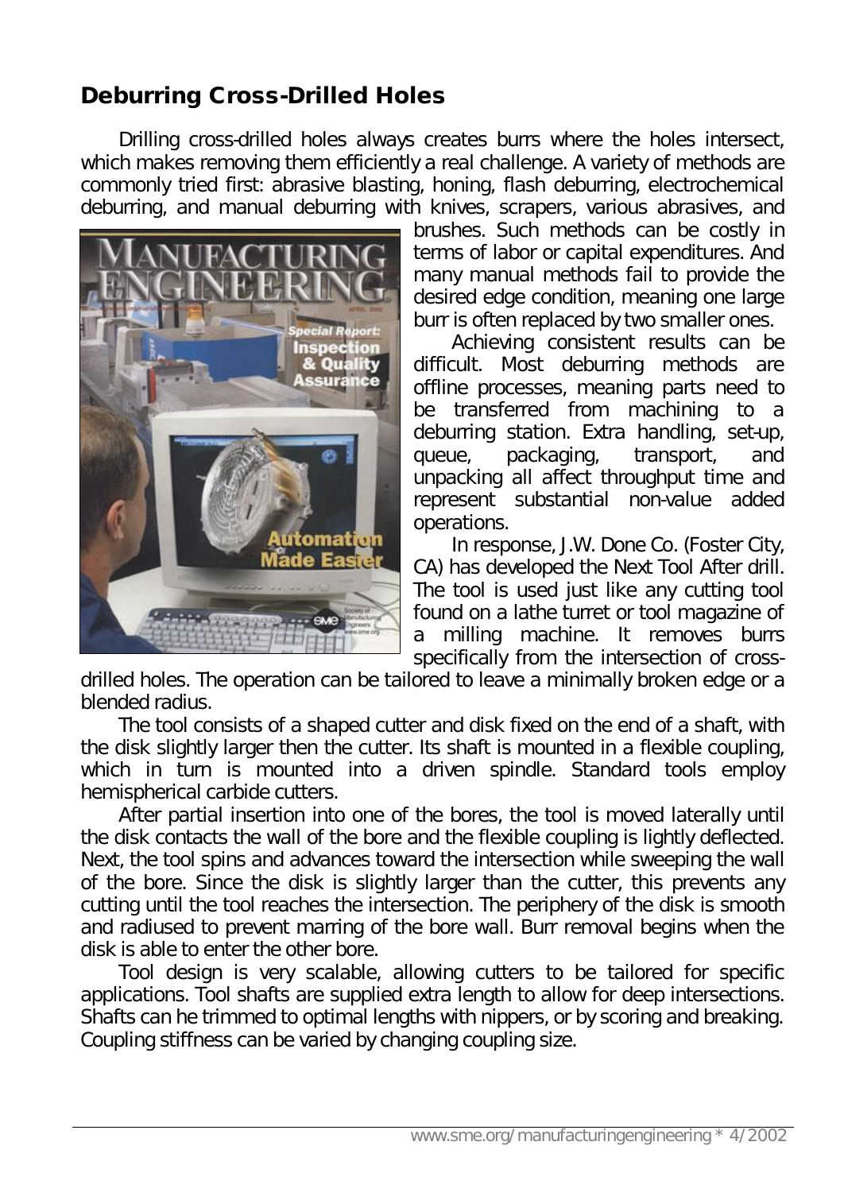## Deburring Cross-Drilled Holes

Drilling cross-drilled holes always creates burrs where the holes intersect, which makes removing them efficiently a real challenge. A variety of methods are commonly tried first: abrasive blasting, honing, flash deburring, electrochemical deburring, and manual deburring with knives, scrapers, various abrasives, and brushes. Such methods can be costly in terms of labor or capital expenditures. And many manual methods fail to provide the desired edge condition, meaning one large burr is often replaced by two smaller ones.

Achieving consistent results can be difficult. Most deburring methods are offline processes, meaning parts need to be transferred from machining to a deburring station. Extra handling, set-up, queue, packaging, transport, and unpacking all affect throughput time and represent substantial non-value added operations.

In response, J.W. Done Co. (Foster City, CA) has developed the Next Tool After drill. The tool is used just like any cutting tool found on a lathe turret or tool magazine of a milling machine. It removes burrs specifically from the intersection of cross-drilled holes. The operation can be tailored to leave a minimally broken edge or a blended radius.

The tool consists of a shaped cutter and disk fixed on the end of a shaft, with the disk slightly larger then the cutter. Its shaft is mounted in a flexible coupling, which in turn is mounted into a driven spindle. Standard tools employ hemispherical carbide cutters.

After partial insertion into one of the bores, the tool is moved laterally until the disk contacts the wall of the bore and the flexible coupling is lightly deflected. Next, the tool spins and advances toward the intersection while sweeping the wall of the bore. Since the disk is slightly larger than the cutter, this prevents any cutting until the tool reaches the intersection. The periphery of the disk is smooth and radiused to prevent marring of the bore wall. Burr removal begins when the disk is able to enter the other bore.

Tool design is very scalable, allowing cutters to be tailored for specific applications. Tool shafts are supplied extra length to allow for deep intersections. Shafts can he trimmed to optimal lengths with nippers, or by scoring and breaking. Coupling stiffness can be varied by changing coupling size.

www.sme.org/manufacturingengineering * 4/2002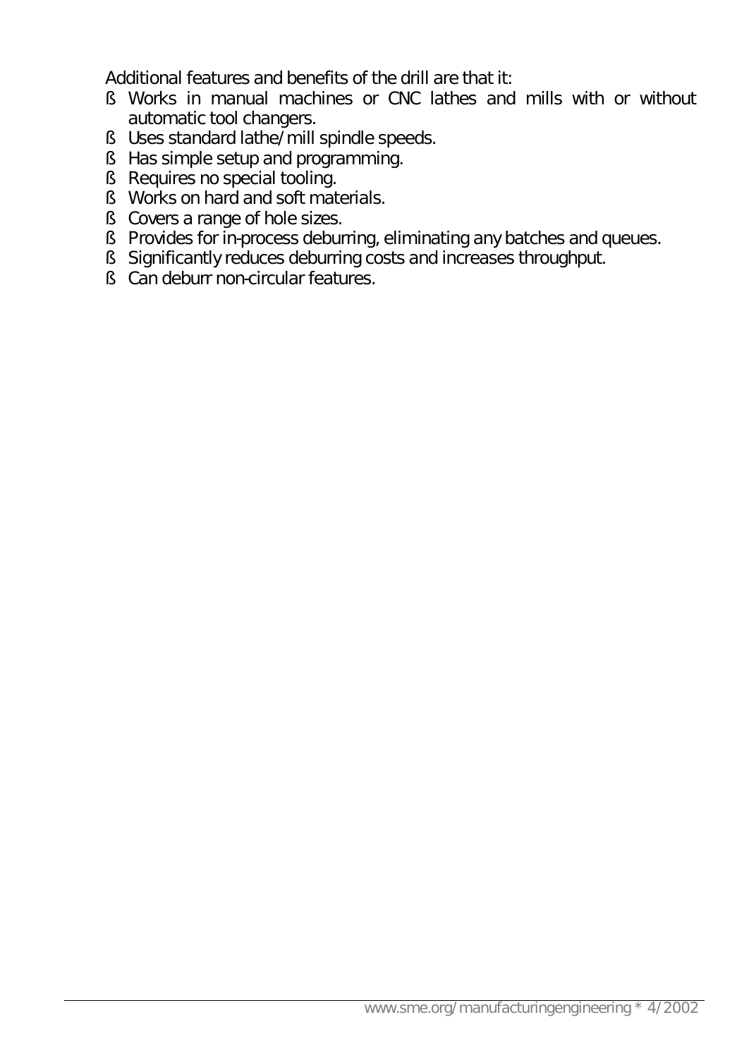Additional features and benefits of the drill are that it:

- Works in manual machines or CNC lathes and mills with or without automatic tool changers.
- Uses standard lathe/mill spindle speeds.
- Has simple setup and programming.
- Requires no special tooling.
- Works on hard and soft materials.
- Covers a range of hole sizes.
- Provides for in-process deburring, eliminating any batches and queues.
- Significantly reduces deburring costs and increases throughput.
- Can deburr non-circular features.